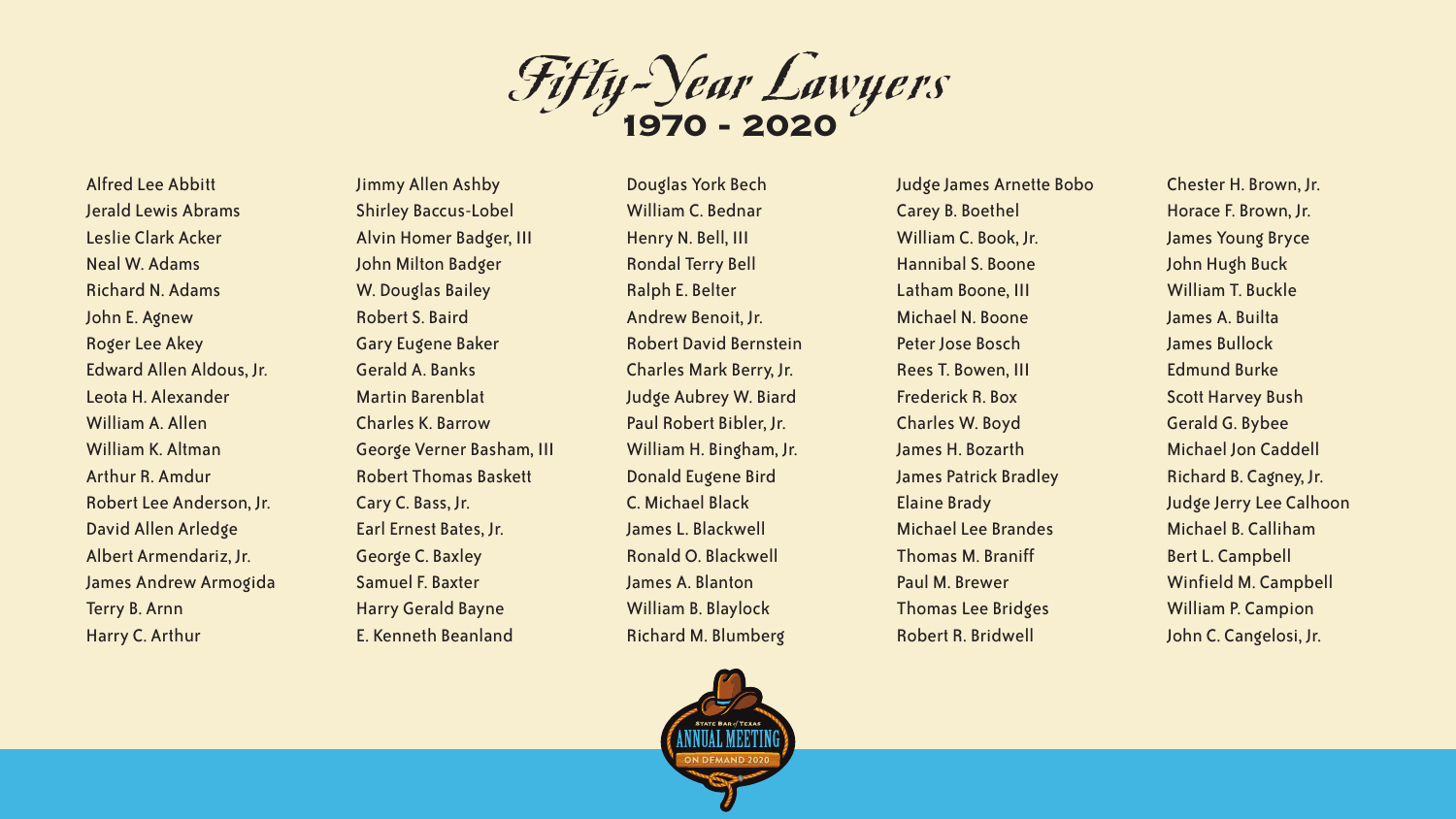# Fifty-Year Lawyers

## 1970 - 2020

Alfred Lee Abbitt
Jerald Lewis Abrams
Leslie Clark Acker
Neal W. Adams
Richard N. Adams
John E. Agnew
Roger Lee Akey
Edward Allen Aldous, Jr.
Leota H. Alexander
William A. Allen
William K. Altman
Arthur R. Amdur
Robert Lee Anderson, Jr.
David Allen Arledge
Albert Armendariz, Jr.
James Andrew Armogida
Terry B. Arnn
Harry C. Arthur

Jimmy Allen Ashby
Shirley Baccus-Lobel
Alvin Homer Badger, III
John Milton Badger
W. Douglas Bailey
Robert S. Baird
Gary Eugene Baker
Gerald A. Banks
Martin Barenblat
Charles K. Barrow
George Verner Basham, III
Robert Thomas Baskett
Cary C. Bass, Jr.
Earl Ernest Bates, Jr.
George C. Baxley
Samuel F. Baxter
Harry Gerald Bayne
E. Kenneth Beanland

Douglas York Bech
William C. Bednar
Henry N. Bell, III
Rondal Terry Bell
Ralph E. Belter
Andrew Benoit, Jr.
Robert David Bernstein
Charles Mark Berry, Jr.
Judge Aubrey W. Biard
Paul Robert Bibler, Jr.
William H. Bingham, Jr.
Donald Eugene Bird
C. Michael Black
James L. Blackwell
Ronald O. Blackwell
James A. Blanton
William B. Blaylock
Richard M. Blumberg

Judge James Arnette Bobo
Carey B. Boethel
William C. Book, Jr.
Hannibal S. Boone
Latham Boone, III
Michael N. Boone
Peter Jose Bosch
Rees T. Bowen, III
Frederick R. Box
Charles W. Boyd
James H. Bozarth
James Patrick Bradley
Elaine Brady
Michael Lee Brandes
Thomas M. Braniff
Paul M. Brewer
Thomas Lee Bridges
Robert R. Bridwell

Chester H. Brown, Jr.
Horace F. Brown, Jr.
James Young Bryce
John Hugh Buck
William T. Buckle
James A. Builta
James Bullock
Edmund Burke
Scott Harvey Bush
Gerald G. Bybee
Michael Jon Caddell
Richard B. Cagney, Jr.
Judge Jerry Lee Calhoon
Michael B. Calliham
Bert L. Campbell
Winfield M. Campbell
William P. Campion
John C. Cangelosi, Jr.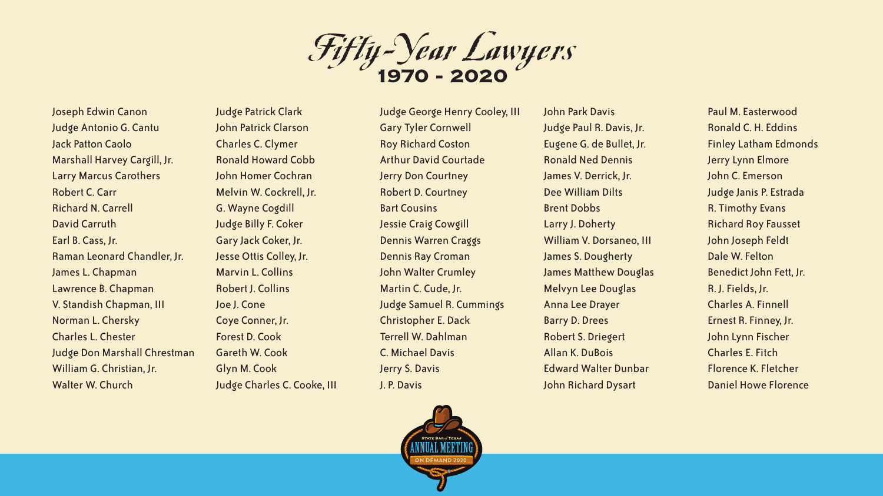# Fifty-Year Lawyers

## 1970 - 2020

Joseph Edwin Canon
Judge Antonio G. Cantu
Jack Patton Caolo
Marshall Harvey Cargill, Jr.
Larry Marcus Carothers
Robert C. Carr
Richard N. Carrell
David Carruth
Earl B. Cass, Jr.
Raman Leonard Chandler, Jr.
James L. Chapman
Lawrence B. Chapman
V. Standish Chapman, III
Norman L. Chersky
Charles L. Chester
Judge Don Marshall Chrestman
William G. Christian, Jr.
Walter W. Church

Judge Patrick Clark
John Patrick Clarson
Charles C. Clymer
Ronald Howard Cobb
John Homer Cochran
Melvin W. Cockrell, Jr.
G. Wayne Cogdill
Judge Billy F. Coker
Gary Jack Coker, Jr.
Jesse Ottis Colley, Jr.
Marvin L. Collins
Robert J. Collins
Joe J. Cone
Coye Conner, Jr.
Forest D. Cook
Gareth W. Cook
Glyn M. Cook
Judge Charles C. Cooke, III

Judge George Henry Cooley, III
Gary Tyler Cornwell
Roy Richard Coston
Arthur David Courtade
Jerry Don Courtney
Robert D. Courtney
Bart Cousins
Jessie Craig Cowgill
Dennis Warren Craggs
Dennis Ray Croman
John Walter Crumley
Martin C. Cude, Jr.
Judge Samuel R. Cummings
Christopher E. Dack
Terrell W. Dahlman
C. Michael Davis
Jerry S. Davis
J. P. Davis

John Park Davis
Judge Paul R. Davis, Jr.
Eugene G. de Bullet, Jr.
Ronald Ned Dennis
James V. Derrick, Jr.
Dee William Dilts
Brent Dobbs
Larry J. Doherty
William V. Dorsaneo, III
James S. Dougherty
James Matthew Douglas
Melvyn Lee Douglas
Anna Lee Drayer
Barry D. Drees
Robert S. Driegert
Allan K. DuBois
Edward Walter Dunbar
John Richard Dysart

Paul M. Easterwood
Ronald C. H. Eddins
Finley Latham Edmonds
Jerry Lynn Elmore
John C. Emerson
Judge Janis P. Estrada
R. Timothy Evans
Richard Roy Fausset
John Joseph Feldt
Dale W. Felton
Benedict John Fett, Jr.
R. J. Fields, Jr.
Charles A. Finnell
Ernest R. Finney, Jr.
John Lynn Fischer
Charles E. Fitch
Florence K. Fletcher
Daniel Howe Florence

STATE BAR of TEXAS ANNUAL MEETING ON DEMAND 2020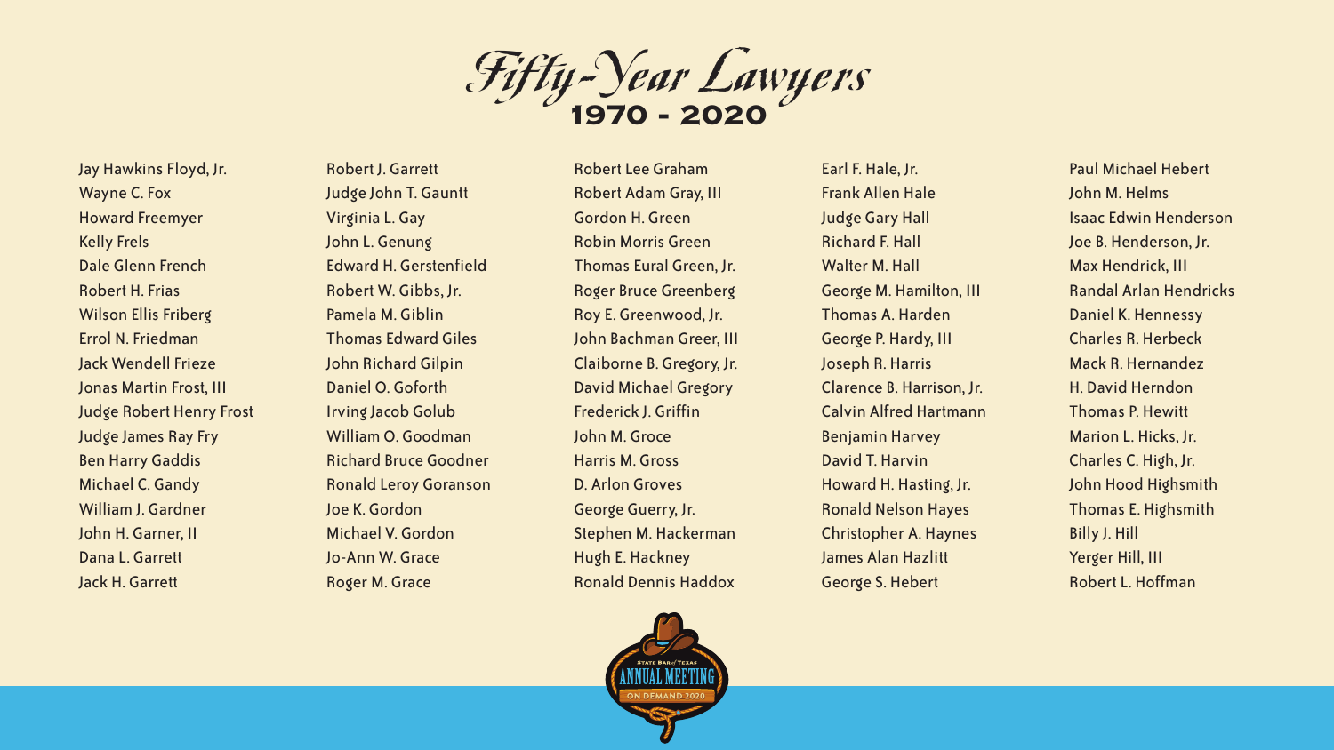# *Fifty-Year Lawyers*

## 1970 - 2020

Jay Hawkins Floyd, Jr.
Wayne C. Fox
Howard Freemyer
Kelly Frels
Dale Glenn French
Robert H. Frias
Wilson Ellis Friberg
Errol N. Friedman
Jack Wendell Frieze
Jonas Martin Frost, III
Judge Robert Henry Frost
Judge James Ray Fry
Ben Harry Gaddis
Michael C. Gandy
William J. Gardner
John H. Garner, II
Dana L. Garrett
Jack H. Garrett

Robert J. Garrett
Judge John T. Gauntt
Virginia L. Gay
John L. Genung
Edward H. Gerstenfield
Robert W. Gibbs, Jr.
Pamela M. Giblin
Thomas Edward Giles
John Richard Gilpin
Daniel O. Goforth
Irving Jacob Golub
William O. Goodman
Richard Bruce Goodner
Ronald Leroy Goranson
Joe K. Gordon
Michael V. Gordon
Jo-Ann W. Grace
Roger M. Grace

Robert Lee Graham
Robert Adam Gray, III
Gordon H. Green
Robin Morris Green
Thomas Eural Green, Jr.
Roger Bruce Greenberg
Roy E. Greenwood, Jr.
John Bachman Greer, III
Claiborne B. Gregory, Jr.
David Michael Gregory
Frederick J. Griffin
John M. Groce
Harris M. Gross
D. Arlon Groves
George Guerry, Jr.
Stephen M. Hackerman
Hugh E. Hackney
Ronald Dennis Haddox

Earl F. Hale, Jr.
Frank Allen Hale
Judge Gary Hall
Richard F. Hall
Walter M. Hall
George M. Hamilton, III
Thomas A. Harden
George P. Hardy, III
Joseph R. Harris
Clarence B. Harrison, Jr.
Calvin Alfred Hartmann
Benjamin Harvey
David T. Harvin
Howard H. Hasting, Jr.
Ronald Nelson Hayes
Christopher A. Haynes
James Alan Hazlitt
George S. Hebert

Paul Michael Hebert
John M. Helms
Isaac Edwin Henderson
Joe B. Henderson, Jr.
Max Hendrick, III
Randal Arlan Hendricks
Daniel K. Hennessy
Charles R. Herbeck
Mack R. Hernandez
H. David Herndon
Thomas P. Hewitt
Marion L. Hicks, Jr.
Charles C. High, Jr.
John Hood Highsmith
Thomas E. Highsmith
Billy J. Hill
Yerger Hill, III
Robert L. Hoffman

State Bar of Texas Annual Meeting On Demand 2020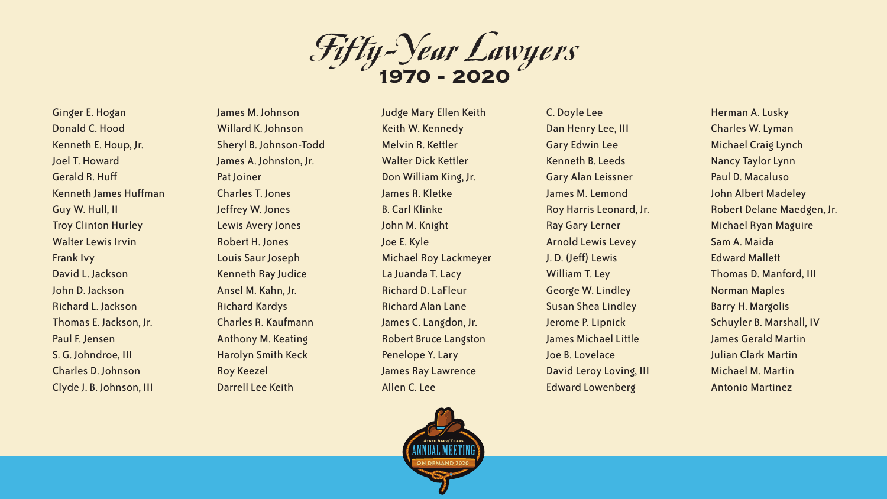# Fifty-Year Lawyers

## 1970 - 2020

Ginger E. Hogan
Donald C. Hood
Kenneth E. Houp, Jr.
Joel T. Howard
Gerald R. Huff
Kenneth James Huffman
Guy W. Hull, II
Troy Clinton Hurley
Walter Lewis Irvin
Frank Ivy
David L. Jackson
John D. Jackson
Richard L. Jackson
Thomas E. Jackson, Jr.
Paul F. Jensen
S. G. Johndroe, III
Charles D. Johnson
Clyde J. B. Johnson, III

James M. Johnson
Willard K. Johnson
Sheryl B. Johnson-Todd
James A. Johnston, Jr.
Pat Joiner
Charles T. Jones
Jeffrey W. Jones
Lewis Avery Jones
Robert H. Jones
Louis Saur Joseph
Kenneth Ray Judice
Ansel M. Kahn, Jr.
Richard Kardys
Charles R. Kaufmann
Anthony M. Keating
Harolyn Smith Keck
Roy Keezel
Darrell Lee Keith

Judge Mary Ellen Keith
Keith W. Kennedy
Melvin R. Kettler
Walter Dick Kettler
Don William King, Jr.
James R. Kletke
B. Carl Klinke
John M. Knight
Joe E. Kyle
Michael Roy Lackmeyer
La Juanda T. Lacy
Richard D. LaFleur
Richard Alan Lane
James C. Langdon, Jr.
Robert Bruce Langston
Penelope Y. Lary
James Ray Lawrence
Allen C. Lee

C. Doyle Lee
Dan Henry Lee, III
Gary Edwin Lee
Kenneth B. Leeds
Gary Alan Leissner
James M. Lemond
Roy Harris Leonard, Jr.
Ray Gary Lerner
Arnold Lewis Levey
J. D. (Jeff) Lewis
William T. Ley
George W. Lindley
Susan Shea Lindley
Jerome P. Lipnick
James Michael Little
Joe B. Lovelace
David Leroy Loving, III
Edward Lowenberg

Herman A. Lusky
Charles W. Lyman
Michael Craig Lynch
Nancy Taylor Lynn
Paul D. Macaluso
John Albert Madeley
Robert Delane Maedgen, Jr.
Michael Ryan Maguire
Sam A. Maida
Edward Mallett
Thomas D. Manford, III
Norman Maples
Barry H. Margolis
Schuyler B. Marshall, IV
James Gerald Martin
Julian Clark Martin
Michael M. Martin
Antonio Martinez

STATE BAR of TEXAS ANNUAL MEETING ON DEMAND 2020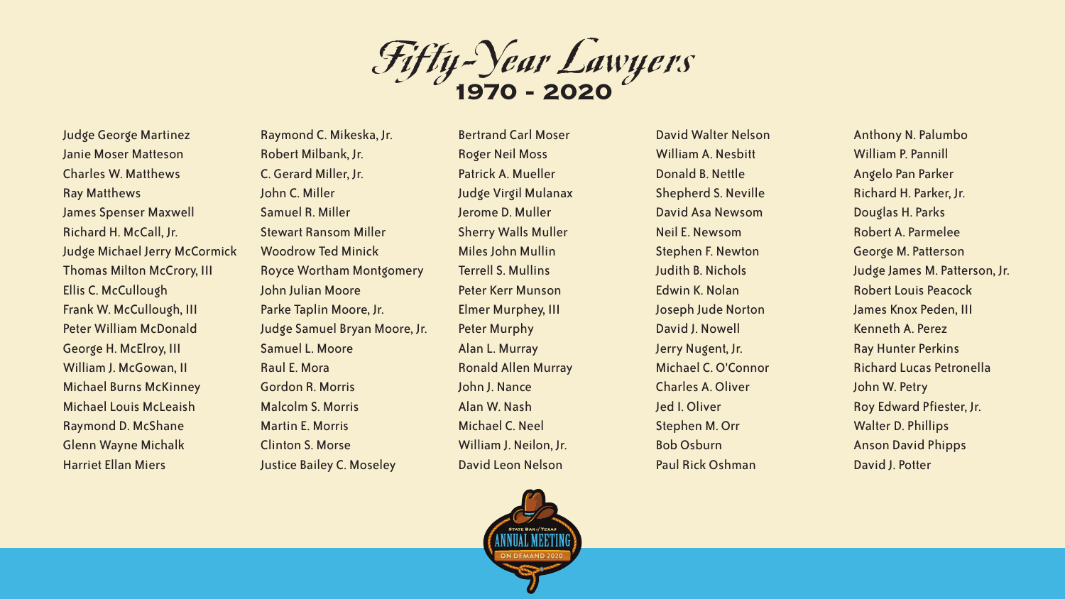# Fifty-Year Lawyers

## 1970 - 2020

Judge George Martinez
Janie Moser Matteson
Charles W. Matthews
Ray Matthews
James Spenser Maxwell
Richard H. McCall, Jr.
Judge Michael Jerry McCormick
Thomas Milton McCrory, III
Ellis C. McCullough
Frank W. McCullough, III
Peter William McDonald
George H. McElroy, III
William J. McGowan, II
Michael Burns McKinney
Michael Louis McLeaish
Raymond D. McShane
Glenn Wayne Michalk
Harriet Ellan Miers

Raymond C. Mikeska, Jr.
Robert Milbank, Jr.
C. Gerard Miller, Jr.
John C. Miller
Samuel R. Miller
Stewart Ransom Miller
Woodrow Ted Minick
Royce Wortham Montgomery
John Julian Moore
Parke Taplin Moore, Jr.
Judge Samuel Bryan Moore, Jr.
Samuel L. Moore
Raul E. Mora
Gordon R. Morris
Malcolm S. Morris
Martin E. Morris
Clinton S. Morse
Justice Bailey C. Moseley

Bertrand Carl Moser
Roger Neil Moss
Patrick A. Mueller
Judge Virgil Mulanax
Jerome D. Muller
Sherry Walls Muller
Miles John Mullin
Terrell S. Mullins
Peter Kerr Munson
Elmer Murphey, III
Peter Murphy
Alan L. Murray
Ronald Allen Murray
John J. Nance
Alan W. Nash
Michael C. Neel
William J. Neilon, Jr.
David Leon Nelson

David Walter Nelson
William A. Nesbitt
Donald B. Nettle
Shepherd S. Neville
David Asa Newsom
Neil E. Newsom
Stephen F. Newton
Judith B. Nichols
Edwin K. Nolan
Joseph Jude Norton
David J. Nowell
Jerry Nugent, Jr.
Michael C. O'Connor
Charles A. Oliver
Jed I. Oliver
Stephen M. Orr
Bob Osburn
Paul Rick Oshman

Anthony N. Palumbo
William P. Pannill
Angelo Pan Parker
Richard H. Parker, Jr.
Douglas H. Parks
Robert A. Parmelee
George M. Patterson
Judge James M. Patterson, Jr.
Robert Louis Peacock
James Knox Peden, III
Kenneth A. Perez
Ray Hunter Perkins
Richard Lucas Petronella
John W. Petry
Roy Edward Pfiester, Jr.
Walter D. Phillips
Anson David Phipps
David J. Potter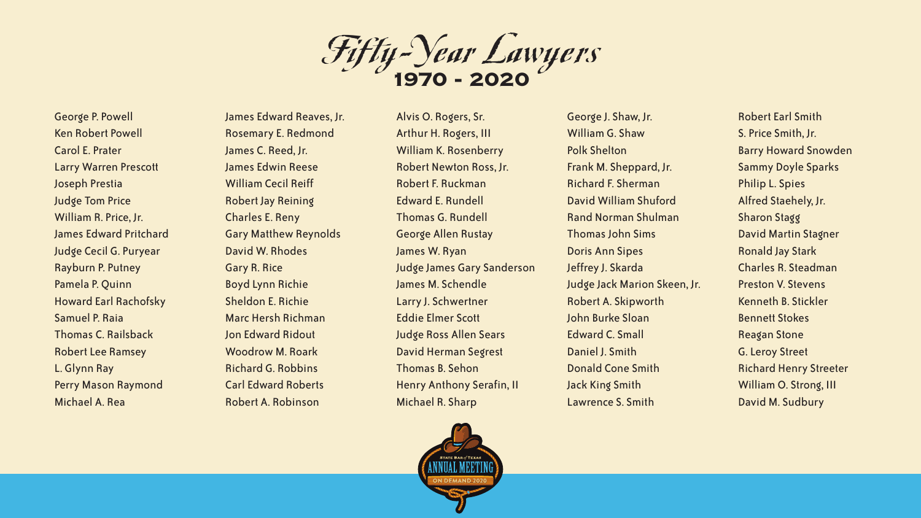# Fifty-Year Lawyers

## 1970 - 2020

George P. Powell
Ken Robert Powell
Carol E. Prater
Larry Warren Prescott
Joseph Prestia
Judge Tom Price
William R. Price, Jr.
James Edward Pritchard
Judge Cecil G. Puryear
Rayburn P. Putney
Pamela P. Quinn
Howard Earl Rachofsky
Samuel P. Raia
Thomas C. Railsback
Robert Lee Ramsey
L. Glynn Ray
Perry Mason Raymond
Michael A. Rea

James Edward Reaves, Jr.
Rosemary E. Redmond
James C. Reed, Jr.
James Edwin Reese
William Cecil Reiff
Robert Jay Reining
Charles E. Reny
Gary Matthew Reynolds
David W. Rhodes
Gary R. Rice
Boyd Lynn Richie
Sheldon E. Richie
Marc Hersh Richman
Jon Edward Ridout
Woodrow M. Roark
Richard G. Robbins
Carl Edward Roberts
Robert A. Robinson

Alvis O. Rogers, Sr.
Arthur H. Rogers, III
William K. Rosenberry
Robert Newton Ross, Jr.
Robert F. Ruckman
Edward E. Rundell
Thomas G. Rundell
George Allen Rustay
James W. Ryan
Judge James Gary Sanderson
James M. Schendle
Larry J. Schwertner
Eddie Elmer Scott
Judge Ross Allen Sears
David Herman Segrest
Thomas B. Sehon
Henry Anthony Serafin, II
Michael R. Sharp

George J. Shaw, Jr.
William G. Shaw
Polk Shelton
Frank M. Sheppard, Jr.
Richard F. Sherman
David William Shuford
Rand Norman Shulman
Thomas John Sims
Doris Ann Sipes
Jeffrey J. Skarda
Judge Jack Marion Skeen, Jr.
Robert A. Skipworth
John Burke Sloan
Edward C. Small
Daniel J. Smith
Donald Cone Smith
Jack King Smith
Lawrence S. Smith

Robert Earl Smith
S. Price Smith, Jr.
Barry Howard Snowden
Sammy Doyle Sparks
Philip L. Spies
Alfred Staehely, Jr.
Sharon Stagg
David Martin Stagner
Ronald Jay Stark
Charles R. Steadman
Preston V. Stevens
Kenneth B. Stickler
Bennett Stokes
Reagan Stone
G. Leroy Street
Richard Henry Streeter
William O. Strong, III
David M. Sudbury

STATE BAR of TEXAS ANNUAL MEETING ON DEMAND 2020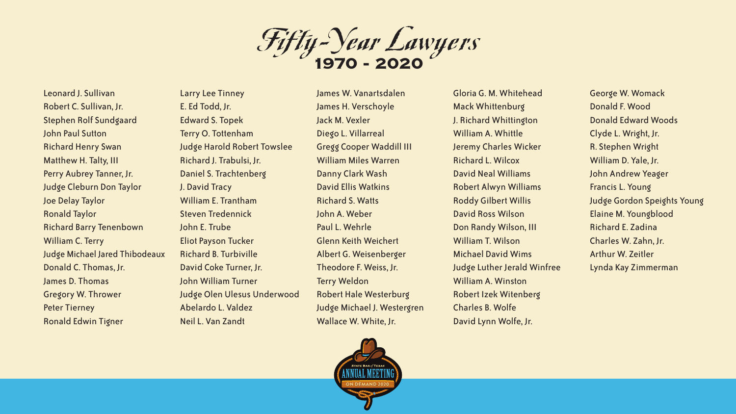# *Fifty-Year Lawyers*

## 1970 - 2020

Leonard J. Sullivan
Robert C. Sullivan, Jr.
Stephen Rolf Sundgaard
John Paul Sutton
Richard Henry Swan
Matthew H. Talty, III
Perry Aubrey Tanner, Jr.
Judge Cleburn Don Taylor
Joe Delay Taylor
Ronald Taylor
Richard Barry Tenenbown
William C. Terry
Judge Michael Jared Thibodeaux
Donald C. Thomas, Jr.
James D. Thomas
Gregory W. Thrower
Peter Tierney
Ronald Edwin Tigner

Larry Lee Tinney
E. Ed Todd, Jr.
Edward S. Topek
Terry O. Tottenham
Judge Harold Robert Towslee
Richard J. Trabulsi, Jr.
Daniel S. Trachtenberg
J. David Tracy
William E. Trantham
Steven Tredennick
John E. Trube
Eliot Payson Tucker
Richard B. Turbiville
David Coke Turner, Jr.
John William Turner
Judge Olen Ulesus Underwood
Abelardo L. Valdez
Neil L. Van Zandt

James W. Vanartsdalen
James H. Verschoyle
Jack M. Vexler
Diego L. Villarreal
Gregg Cooper Waddill III
William Miles Warren
Danny Clark Wash
David Ellis Watkins
Richard S. Watts
John A. Weber
Paul L. Wehrle
Glenn Keith Weichert
Albert G. Weisenberger
Theodore F. Weiss, Jr.
Terry Weldon
Robert Hale Westerburg
Judge Michael J. Westergren
Wallace W. White, Jr.

Gloria G. M. Whitehead
Mack Whittenburg
J. Richard Whittington
William A. Whittle
Jeremy Charles Wicker
Richard L. Wilcox
David Neal Williams
Robert Alwyn Williams
Roddy Gilbert Willis
David Ross Wilson
Don Randy Wilson, III
William T. Wilson
Michael David Wims
Judge Luther Jerald Winfree
William A. Winston
Robert Izek Witenberg
Charles B. Wolfe
David Lynn Wolfe, Jr.

George W. Womack
Donald F. Wood
Donald Edward Woods
Clyde L. Wright, Jr.
R. Stephen Wright
William D. Yale, Jr.
John Andrew Yeager
Francis L. Young
Judge Gordon Speights Young
Elaine M. Youngblood
Richard E. Zadina
Charles W. Zahn, Jr.
Arthur W. Zeitler
Lynda Kay Zimmerman

STATE BAR of TEXAS
ANNUAL MEETING
ON DEMAND 2020